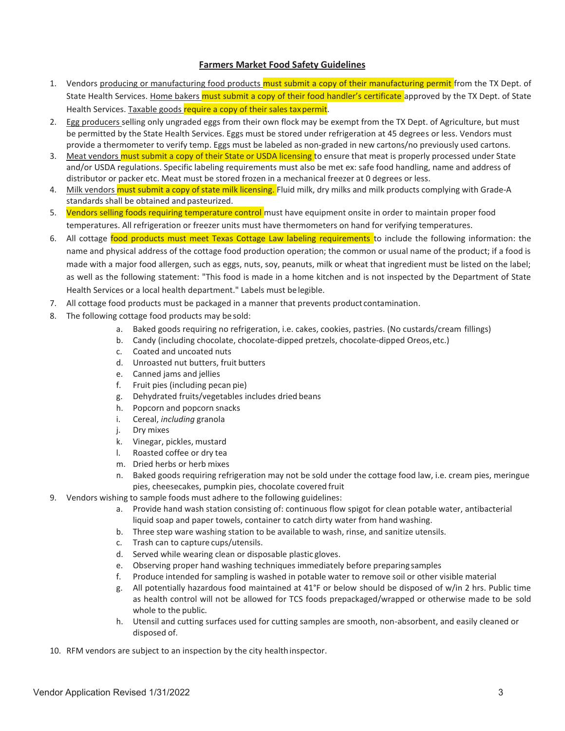# **Farmers Market Food Safety Guidelines**

1. Vendors producing or manufacturing food products must submit a copy of their manufacturing permit from the TX Dept. of State Health Services. Home bakers must submit a copy of their food handler's certificate approved by the TX Dept. of State Health Services. Taxable goods require a copy of their sales tax permit.
2. Egg producers selling only ungraded eggs from their own flock may be exempt from the TX Dept. of Agriculture, but must be permitted by the State Health Services. Eggs must be stored under refrigeration at 45 degrees or less. Vendors must provide a thermometer to verify temp. Eggs must be labeled as non-graded in new cartons/no previously used cartons.
3. Meat vendors must submit a copy of their State or USDA licensing to ensure that meat is properly processed under State and/or USDA regulations. Specific labeling requirements must also be met ex: safe food handling, name and address of distributor or packer etc. Meat must be stored frozen in a mechanical freezer at 0 degrees or less.
4. Milk vendors must submit a copy of state milk licensing. Fluid milk, dry milks and milk products complying with Grade-A standards shall be obtained and pasteurized.
5. Vendors selling foods requiring temperature control must have equipment onsite in order to maintain proper food temperatures. All refrigeration or freezer units must have thermometers on hand for verifying temperatures.
6. All cottage food products must meet Texas Cottage Law labeling requirements to include the following information: the name and physical address of the cottage food production operation; the common or usual name of the product; if a food is made with a major food allergen, such as eggs, nuts, soy, peanuts, milk or wheat that ingredient must be listed on the label; as well as the following statement: "This food is made in a home kitchen and is not inspected by the Department of State Health Services or a local health department." Labels must be legible.
7. All cottage food products must be packaged in a manner that prevents product contamination.
8. The following cottage food products may be sold:
    a. Baked goods requiring no refrigeration, i.e. cakes, cookies, pastries. (No custards/cream fillings)
    b. Candy (including chocolate, chocolate-dipped pretzels, chocolate-dipped Oreos, etc.)
    c. Coated and uncoated nuts
    d. Unroasted nut butters, fruit butters
    e. Canned jams and jellies
    f. Fruit pies (including pecan pie)
    g. Dehydrated fruits/vegetables includes dried beans
    h. Popcorn and popcorn snacks
    i. Cereal, *including* granola
    j. Dry mixes
    k. Vinegar, pickles, mustard
    l. Roasted coffee or dry tea
    m. Dried herbs or herb mixes
    n. Baked goods requiring refrigeration may not be sold under the cottage food law, i.e. cream pies, meringue pies, cheesecakes, pumpkin pies, chocolate covered fruit
9. Vendors wishing to sample foods must adhere to the following guidelines:
    a. Provide hand wash station consisting of: continuous flow spigot for clean potable water, antibacterial liquid soap and paper towels, container to catch dirty water from hand washing.
    b. Three step ware washing station to be available to wash, rinse, and sanitize utensils.
    c. Trash can to capture cups/utensils.
    d. Served while wearing clean or disposable plastic gloves.
    e. Observing proper hand washing techniques immediately before preparing samples
    f. Produce intended for sampling is washed in potable water to remove soil or other visible material
    g. All potentially hazardous food maintained at 41°F or below should be disposed of w/in 2 hrs. Public time as health control will not be allowed for TCS foods prepackaged/wrapped or otherwise made to be sold whole to the public.
    h. Utensil and cutting surfaces used for cutting samples are smooth, non-absorbent, and easily cleaned or disposed of.
10. RFM vendors are subject to an inspection by the city health inspector.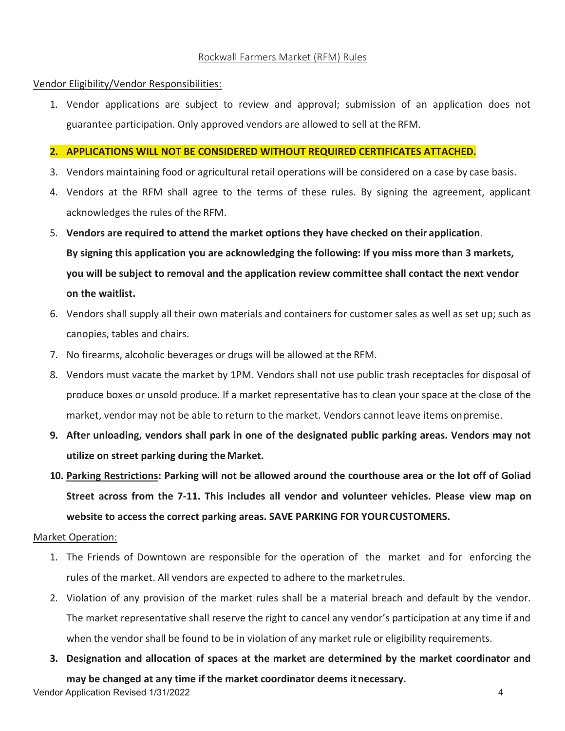Rockwall Farmers Market (RFM) Rules

Vendor Eligibility/Vendor Responsibilities:

1. Vendor applications are subject to review and approval; submission of an application does not guarantee participation. Only approved vendors are allowed to sell at the RFM.
2. **APPLICATIONS WILL NOT BE CONSIDERED WITHOUT REQUIRED CERTIFICATES ATTACHED.**
3. Vendors maintaining food or agricultural retail operations will be considered on a case by case basis.
4. Vendors at the RFM shall agree to the terms of these rules. By signing the agreement, applicant acknowledges the rules of the RFM.
5. **Vendors are required to attend the market options they have checked on their application**. **By signing this application you are acknowledging the following: If you miss more than 3 markets, you will be subject to removal and the application review committee shall contact the next vendor on the waitlist.**
6. Vendors shall supply all their own materials and containers for customer sales as well as set up; such as canopies, tables and chairs.
7. No firearms, alcoholic beverages or drugs will be allowed at the RFM.
8. Vendors must vacate the market by 1PM. Vendors shall not use public trash receptacles for disposal of produce boxes or unsold produce. If a market representative has to clean your space at the close of the market, vendor may not be able to return to the market. Vendors cannot leave items on premise.
9. **After unloading, vendors shall park in one of the designated public parking areas. Vendors may not utilize on street parking during the Market.**
10. **Parking Restrictions: Parking will not be allowed around the courthouse area or the lot off of Goliad Street across from the 7-11. This includes all vendor and volunteer vehicles. Please view map on website to access the correct parking areas. SAVE PARKING FOR YOUR CUSTOMERS.**

Market Operation:

1. The Friends of Downtown are responsible for the operation of the market and for enforcing the rules of the market. All vendors are expected to adhere to the market rules.
2. Violation of any provision of the market rules shall be a material breach and default by the vendor. The market representative shall reserve the right to cancel any vendor's participation at any time if and when the vendor shall be found to be in violation of any market rule or eligibility requirements.
3. **Designation and allocation of spaces at the market are determined by the market coordinator and may be changed at any time if the market coordinator deems it necessary.**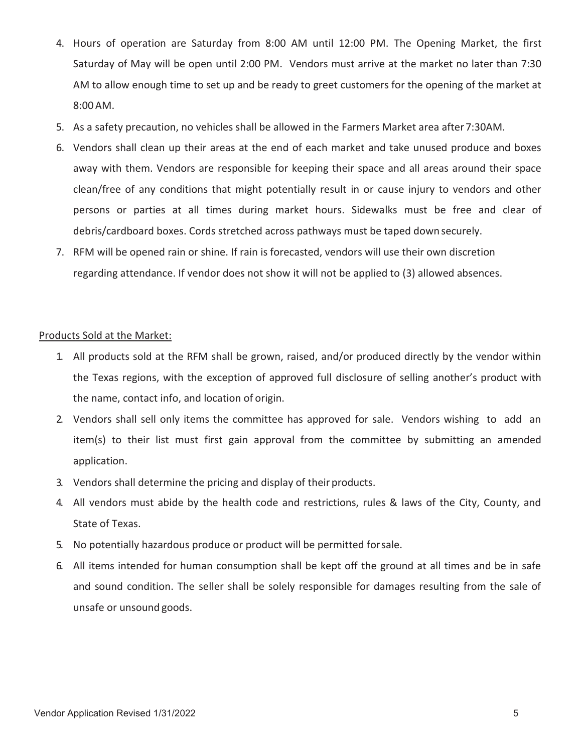4. Hours of operation are Saturday from 8:00 AM until 12:00 PM. The Opening Market, the first Saturday of May will be open until 2:00 PM. Vendors must arrive at the market no later than 7:30 AM to allow enough time to set up and be ready to greet customers for the opening of the market at 8:00 AM.
5. As a safety precaution, no vehicles shall be allowed in the Farmers Market area after 7:30AM.
6. Vendors shall clean up their areas at the end of each market and take unused produce and boxes away with them. Vendors are responsible for keeping their space and all areas around their space clean/free of any conditions that might potentially result in or cause injury to vendors and other persons or parties at all times during market hours. Sidewalks must be free and clear of debris/cardboard boxes. Cords stretched across pathways must be taped down securely.
7. RFM will be opened rain or shine. If rain is forecasted, vendors will use their own discretion regarding attendance. If vendor does not show it will not be applied to (3) allowed absences.

Products Sold at the Market:

1. All products sold at the RFM shall be grown, raised, and/or produced directly by the vendor within the Texas regions, with the exception of approved full disclosure of selling another's product with the name, contact info, and location of origin.
2. Vendors shall sell only items the committee has approved for sale. Vendors wishing to add an item(s) to their list must first gain approval from the committee by submitting an amended application.
3. Vendors shall determine the pricing and display of their products.
4. All vendors must abide by the health code and restrictions, rules & laws of the City, County, and State of Texas.
5. No potentially hazardous produce or product will be permitted for sale.
6. All items intended for human consumption shall be kept off the ground at all times and be in safe and sound condition. The seller shall be solely responsible for damages resulting from the sale of unsafe or unsound goods.

Vendor Application Revised 1/31/2022